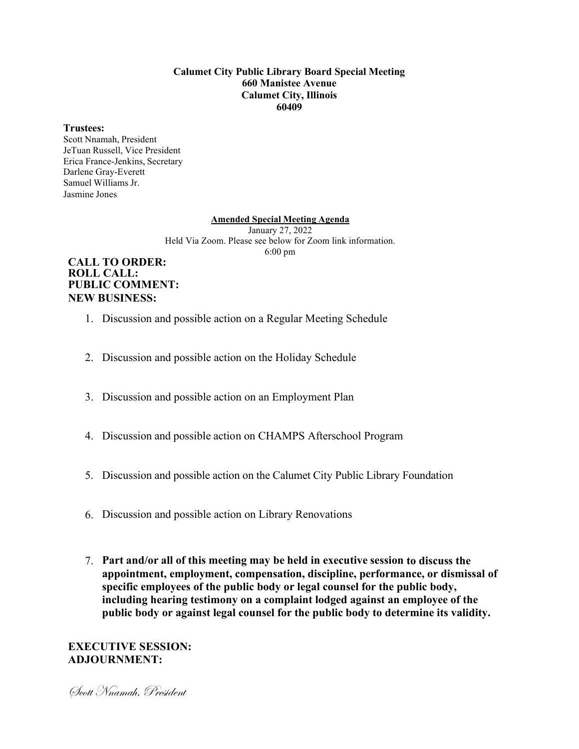**Calumet City Public Library Board Special Meeting**
**660 Manistee Avenue**
**Calumet City, Illinois**
**60409**

**Trustees:**
Scott Nnamah, President
JeTuan Russell, Vice President
Erica France-Jenkins, Secretary
Darlene Gray-Everett
Samuel Williams Jr.
Jasmine Jones

**Amended Special Meeting Agenda**
January 27, 2022
Held Via Zoom. Please see below for Zoom link information.
6:00 pm

**CALL TO ORDER:**
**ROLL CALL:**
**PUBLIC COMMENT:**
**NEW BUSINESS:**

1. Discussion and possible action on a Regular Meeting Schedule
2. Discussion and possible action on the Holiday Schedule
3. Discussion and possible action on an Employment Plan
4. Discussion and possible action on CHAMPS Afterschool Program
5. Discussion and possible action on the Calumet City Public Library Foundation
6. Discussion and possible action on Library Renovations
7. **Part and/or all of this meeting may be held in executive session to discuss the appointment, employment, compensation, discipline, performance, or dismissal of specific employees of the public body or legal counsel for the public body, including hearing testimony on a complaint lodged against an employee of the public body or against legal counsel for the public body to determine its validity.**

**EXECUTIVE SESSION:**
**ADJOURNMENT:**

*Scott Nnamah, President*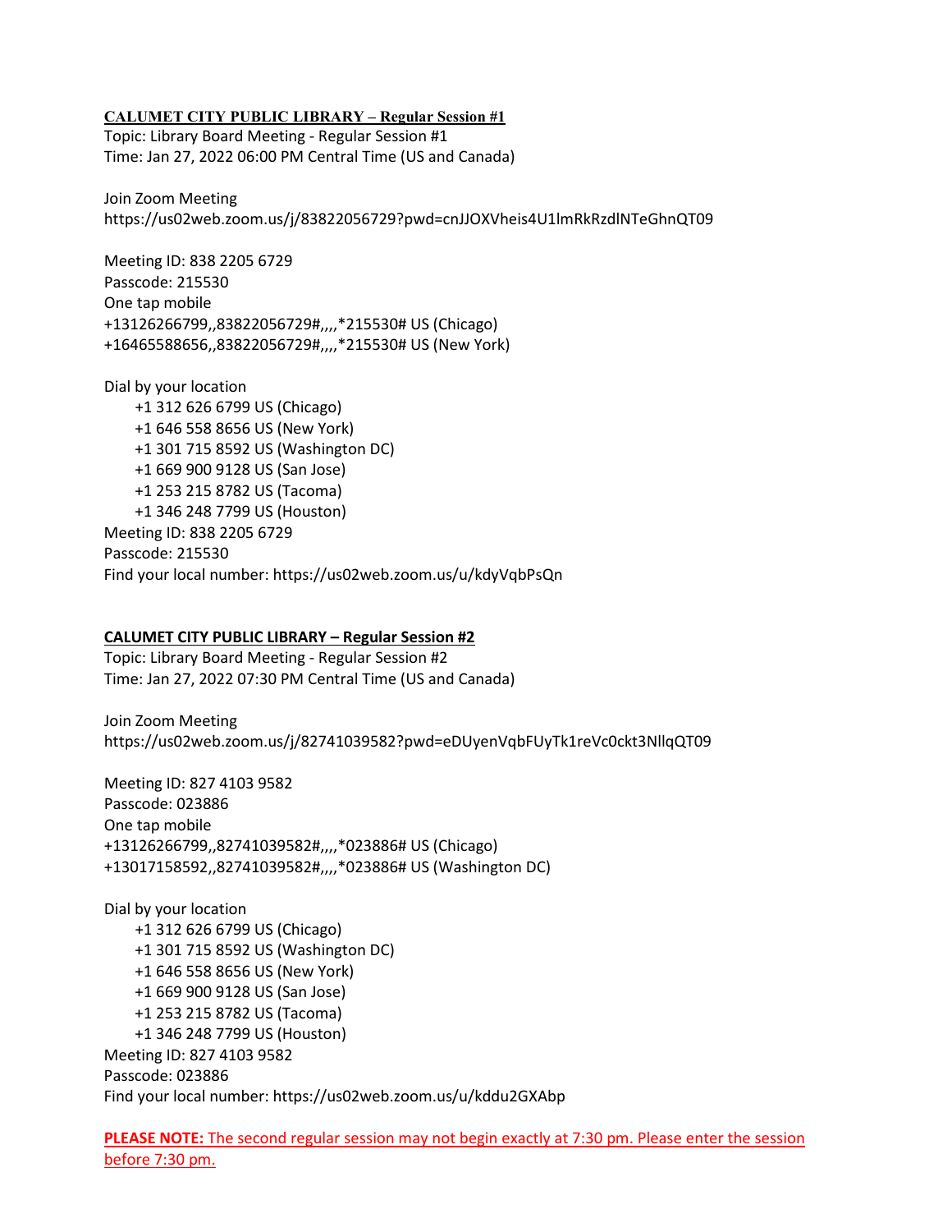**CALUMET CITY PUBLIC LIBRARY – Regular Session #1**

Topic: Library Board Meeting - Regular Session #1
Time: Jan 27, 2022 06:00 PM Central Time (US and Canada)

Join Zoom Meeting
https://us02web.zoom.us/j/83822056729?pwd=cnJJOXVheis4U1lmRkRzdlNTeGhnQT09

Meeting ID: 838 2205 6729
Passcode: 215530
One tap mobile
+13126266799,,83822056729#,,,,*215530# US (Chicago)
+16465588656,,83822056729#,,,,*215530# US (New York)

Dial by your location
+1 312 626 6799 US (Chicago)
+1 646 558 8656 US (New York)
+1 301 715 8592 US (Washington DC)
+1 669 900 9128 US (San Jose)
+1 253 215 8782 US (Tacoma)
+1 346 248 7799 US (Houston)
Meeting ID: 838 2205 6729
Passcode: 215530
Find your local number: https://us02web.zoom.us/u/kdyVqbPsQn

**CALUMET CITY PUBLIC LIBRARY – Regular Session #2**

Topic: Library Board Meeting - Regular Session #2
Time: Jan 27, 2022 07:30 PM Central Time (US and Canada)

Join Zoom Meeting
https://us02web.zoom.us/j/82741039582?pwd=eDUyenVqbFUyTk1reVc0ckt3NllqQT09

Meeting ID: 827 4103 9582
Passcode: 023886
One tap mobile
+13126266799,,82741039582#,,,,*023886# US (Chicago)
+13017158592,,82741039582#,,,,*023886# US (Washington DC)

Dial by your location
+1 312 626 6799 US (Chicago)
+1 301 715 8592 US (Washington DC)
+1 646 558 8656 US (New York)
+1 669 900 9128 US (San Jose)
+1 253 215 8782 US (Tacoma)
+1 346 248 7799 US (Houston)
Meeting ID: 827 4103 9582
Passcode: 023886
Find your local number: https://us02web.zoom.us/u/kddu2GXAbp

**PLEASE NOTE:** The second regular session may not begin exactly at 7:30 pm. Please enter the session before 7:30 pm.